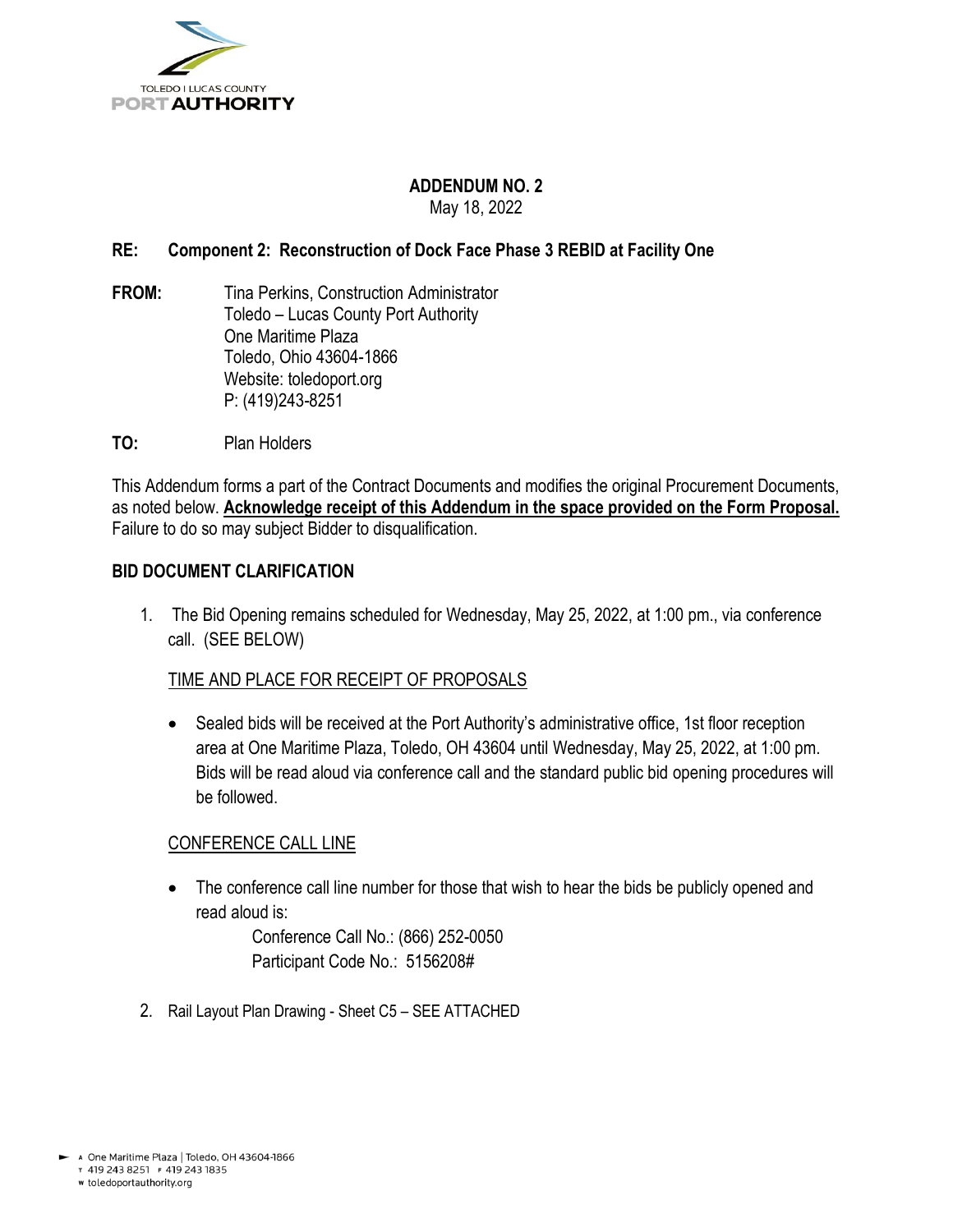TOLEDO | LUCAS COUNTY
**PORT AUTHORITY**

# ADDENDUM NO. 2

May 18, 2022

**RE: Component 2: Reconstruction of Dock Face Phase 3 REBID at Facility One**

**FROM:** Tina Perkins, Construction Administrator
Toledo – Lucas County Port Authority
One Maritime Plaza
Toledo, Ohio 43604-1866
Website: toledoport.org
P: (419)243-8251

**TO:** Plan Holders

This Addendum forms a part of the Contract Documents and modifies the original Procurement Documents, as noted below. **Acknowledge receipt of this Addendum in the space provided on the Form Proposal.** Failure to do so may subject Bidder to disqualification.

## BID DOCUMENT CLARIFICATION

1. The Bid Opening remains scheduled for Wednesday, May 25, 2022, at 1:00 pm., via conference call. (SEE BELOW)

   TIME AND PLACE FOR RECEIPT OF PROPOSALS

   - Sealed bids will be received at the Port Authority's administrative office, 1st floor reception area at One Maritime Plaza, Toledo, OH 43604 until Wednesday, May 25, 2022, at 1:00 pm. Bids will be read aloud via conference call and the standard public bid opening procedures will be followed.

   CONFERENCE CALL LINE

   - The conference call line number for those that wish to hear the bids be publicly opened and read aloud is:

     Conference Call No.: (866) 252-0050
     Participant Code No.: 5156208#

2. Rail Layout Plan Drawing - Sheet C5 – SEE ATTACHED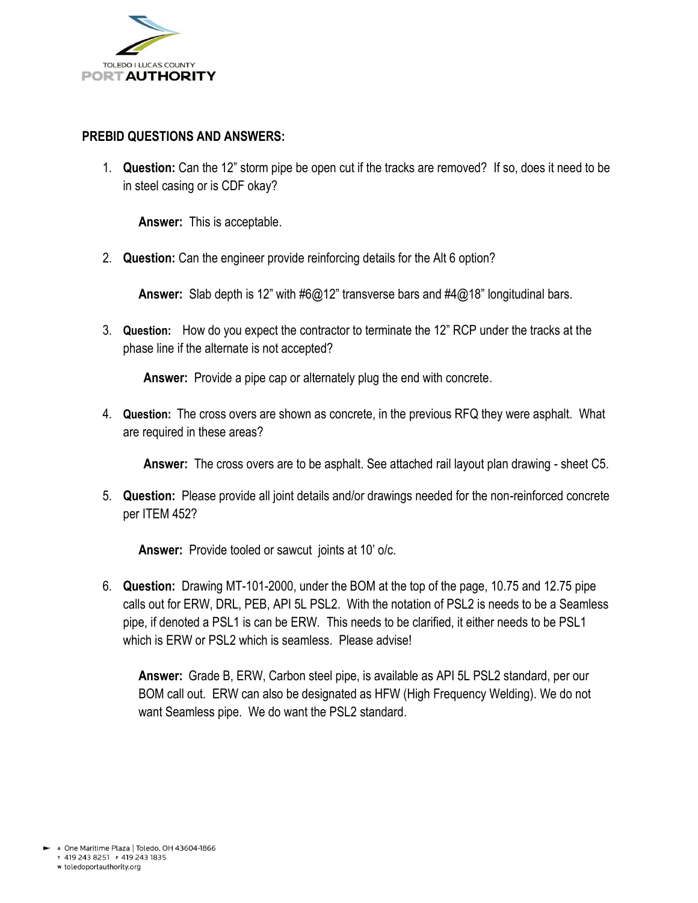TOLEDO I LUCAS COUNTY
PORT AUTHORITY

**PREBID QUESTIONS AND ANSWERS:**

1. **Question:** Can the 12" storm pipe be open cut if the tracks are removed? If so, does it need to be in steel casing or is CDF okay?

   **Answer:** This is acceptable.

2. **Question:** Can the engineer provide reinforcing details for the Alt 6 option?

   **Answer:** Slab depth is 12" with #6@12" transverse bars and #4@18" longitudinal bars.

3. **Question:** How do you expect the contractor to terminate the 12" RCP under the tracks at the phase line if the alternate is not accepted?

   **Answer:** Provide a pipe cap or alternately plug the end with concrete.

4. **Question:** The cross overs are shown as concrete, in the previous RFQ they were asphalt. What are required in these areas?

   **Answer:** The cross overs are to be asphalt. See attached rail layout plan drawing - sheet C5.

5. **Question:** Please provide all joint details and/or drawings needed for the non-reinforced concrete per ITEM 452?

   **Answer:** Provide tooled or sawcut joints at 10' o/c.

6. **Question:** Drawing MT-101-2000, under the BOM at the top of the page, 10.75 and 12.75 pipe calls out for ERW, DRL, PEB, API 5L PSL2. With the notation of PSL2 is needs to be a Seamless pipe, if denoted a PSL1 is can be ERW. This needs to be clarified, it either needs to be PSL1 which is ERW or PSL2 which is seamless. Please advise!

   **Answer:** Grade B, ERW, Carbon steel pipe, is available as API 5L PSL2 standard, per our BOM call out. ERW can also be designated as HFW (High Frequency Welding). We do not want Seamless pipe. We do want the PSL2 standard.

A One Maritime Plaza | Toledo, OH 43604-1866
T 419 243 8251 F 419 243 1835
W toledoportauthority.org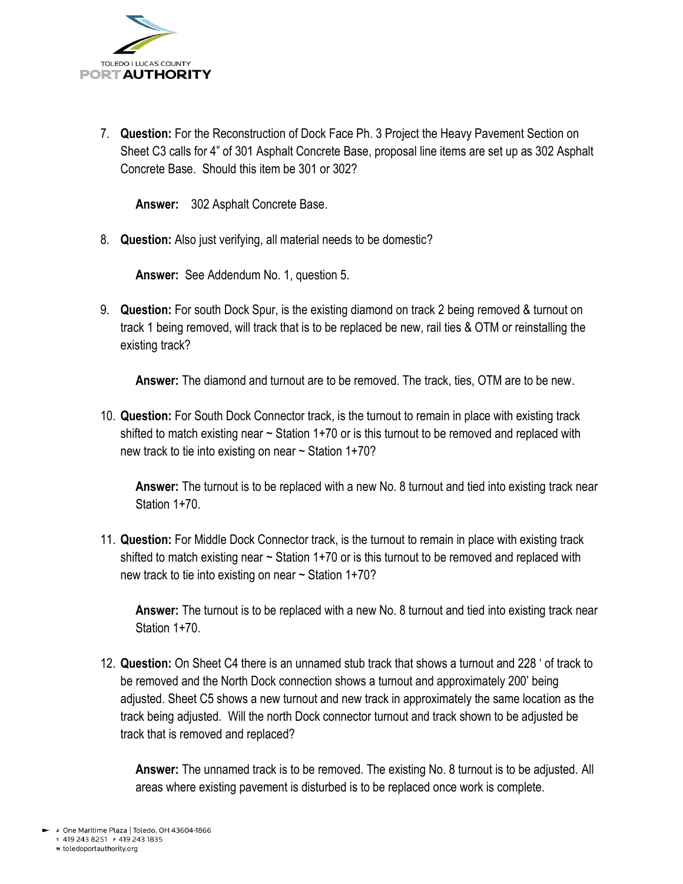7. **Question:** For the Reconstruction of Dock Face Ph. 3 Project the Heavy Pavement Section on Sheet C3 calls for 4" of 301 Asphalt Concrete Base, proposal line items are set up as 302 Asphalt Concrete Base. Should this item be 301 or 302?

   **Answer:** 302 Asphalt Concrete Base.

8. **Question:** Also just verifying, all material needs to be domestic?

   **Answer:** See Addendum No. 1, question 5.

9. **Question:** For south Dock Spur, is the existing diamond on track 2 being removed & turnout on track 1 being removed, will track that is to be replaced be new, rail ties & OTM or reinstalling the existing track?

   **Answer:** The diamond and turnout are to be removed. The track, ties, OTM are to be new.

10. **Question:** For South Dock Connector track, is the turnout to remain in place with existing track shifted to match existing near ~ Station 1+70 or is this turnout to be removed and replaced with new track to tie into existing on near ~ Station 1+70?

    **Answer:** The turnout is to be replaced with a new No. 8 turnout and tied into existing track near Station 1+70.

11. **Question:** For Middle Dock Connector track, is the turnout to remain in place with existing track shifted to match existing near ~ Station 1+70 or is this turnout to be removed and replaced with new track to tie into existing on near ~ Station 1+70?

    **Answer:** The turnout is to be replaced with a new No. 8 turnout and tied into existing track near Station 1+70.

12. **Question:** On Sheet C4 there is an unnamed stub track that shows a turnout and 228 ' of track to be removed and the North Dock connection shows a turnout and approximately 200' being adjusted. Sheet C5 shows a new turnout and new track in approximately the same location as the track being adjusted. Will the north Dock connector turnout and track shown to be adjusted be track that is removed and replaced?

    **Answer:** The unnamed track is to be removed. The existing No. 8 turnout is to be adjusted. All areas where existing pavement is disturbed is to be replaced once work is complete.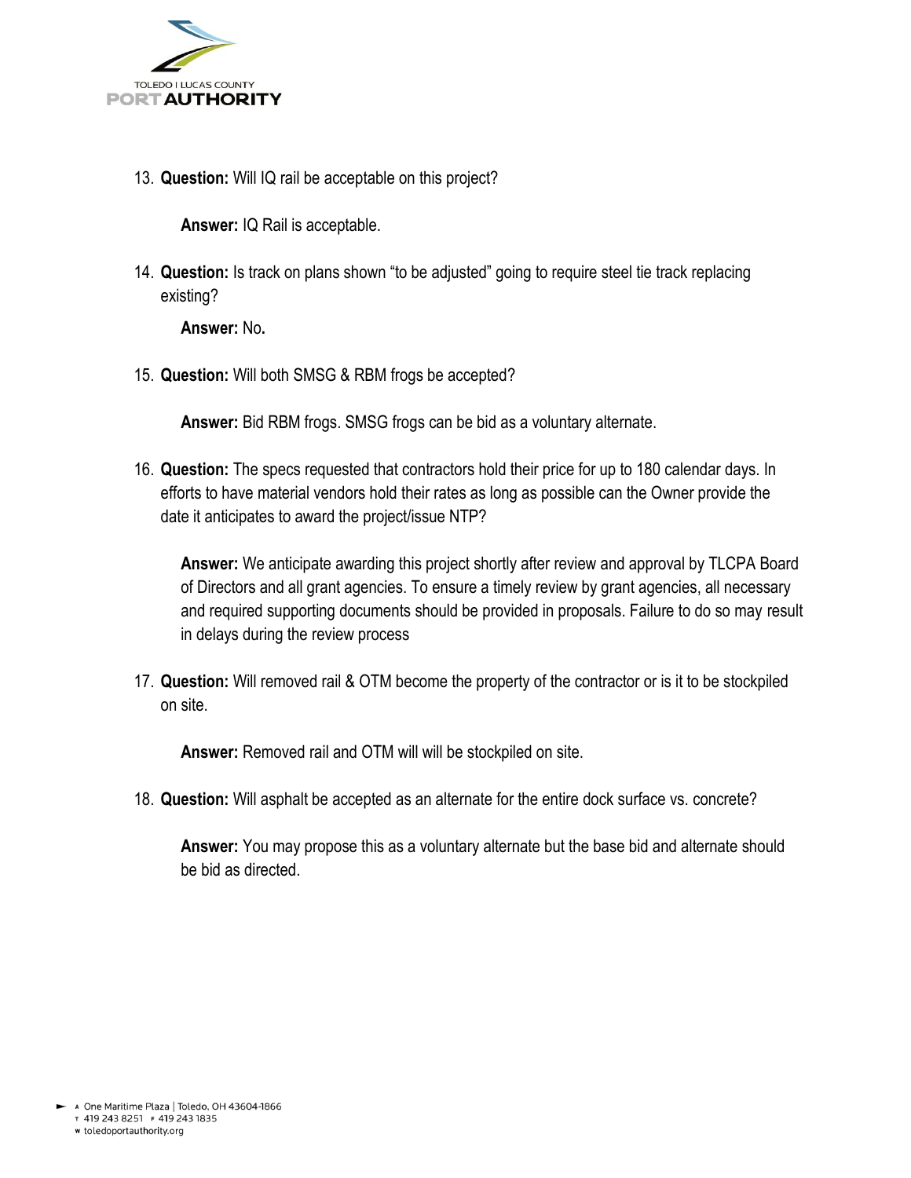13. **Question:** Will IQ rail be acceptable on this project?

    **Answer:** IQ Rail is acceptable.

14. **Question:** Is track on plans shown “to be adjusted” going to require steel tie track replacing existing?

    **Answer:** No**.**

15. **Question:** Will both SMSG & RBM frogs be accepted?

    **Answer:** Bid RBM frogs. SMSG frogs can be bid as a voluntary alternate.

16. **Question:** The specs requested that contractors hold their price for up to 180 calendar days. In efforts to have material vendors hold their rates as long as possible can the Owner provide the date it anticipates to award the project/issue NTP?

    **Answer:** We anticipate awarding this project shortly after review and approval by TLCPA Board of Directors and all grant agencies. To ensure a timely review by grant agencies, all necessary and required supporting documents should be provided in proposals. Failure to do so may result in delays during the review process

17. **Question:** Will removed rail & OTM become the property of the contractor or is it to be stockpiled on site.

    **Answer:** Removed rail and OTM will will be stockpiled on site.

18. **Question:** Will asphalt be accepted as an alternate for the entire dock surface vs. concrete?

    **Answer:** You may propose this as a voluntary alternate but the base bid and alternate should be bid as directed.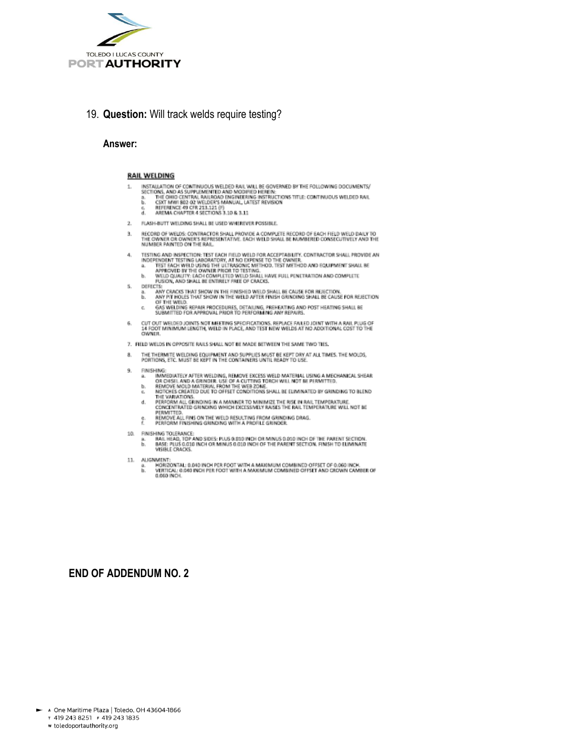19. **Question:** Will track welds require testing?

**Answer:**

**RAIL WELDING**

1. INSTALLATION OF CONTINUOUS WELDED RAIL WILL BE GOVERNED BY THE FOLLOWING DOCUMENTS/ SECTIONS, AND AS SUPPLEMENTED AND MODIFIED HEREIN:
   a. THE OHIO CENTRAL RAILROAD ENGINEERING INSTRUCTIONS TITLE: CONTINUOUS WELDED RAIL
   b. CSXT MWI 802-02 WELDER'S MANUAL, LATEST REVISION
   c. REFERENCE 49 CFR 213.121 (F)
   d. AREMA CHAPTER 4 SECTIONS 3.10 & 3.11
2. FLASH-BUTT WELDING SHALL BE USED WHEREVER POSSIBLE.
3. RECORD OF WELDS: CONTRACTOR SHALL PROVIDE A COMPLETE RECORD OF EACH FIELD WELD DAILY TO THE OWNER OR OWNER'S REPRESENTATIVE. EACH WELD SHALL BE NUMBERED CONSECUTIVELY AND THE NUMBER PAINTED ON THE RAIL.
4. TESTING AND INSPECTION: TEST EACH FIELD WELD FOR ACCEPTABILITY. CONTRACTOR SHALL PROVIDE AN INDEPENDENT TESTING LABORATORY, AT NO EXPENSE TO THE OWNER.
   a. TEST EACH WELD USING THE ULTRASONIC METHOD. TEST METHOD AND EQUIPMENT SHALL BE APPROVED BY THE OWNER PRIOR TO TESTING.
   b. WELD QUALITY: EACH COMPLETED WELD SHALL HAVE FULL PENETRATION AND COMPLETE FUSION, AND SHALL BE ENTIRELY FREE OF CRACKS.
5. DEFECTS:
   a. ANY CRACKS THAT SHOW IN THE FINISHED WELD SHALL BE CAUSE FOR REJECTION.
   b. ANY PIT HOLES THAT SHOW IN THE WELD AFTER FINISH GRINDING SHALL BE CAUSE FOR REJECTION OF THE WELD.
   c. GAS WELDING REPAIR PROCEDURES, DETAILING, PREHEATING AND POST HEATING SHALL BE SUBMITTED FOR APPROVAL PRIOR TO PERFORMING ANY REPAIRS.
6. CUT OUT WELDED JOINTS NOT MEETING SPECIFICATIONS. REPLACE FAILED JOINT WITH A RAIL PLUG OF 14 FOOT MINIMUM LENGTH, WELD IN PLACE, AND TEST NEW WELDS AT NO ADDITIONAL COST TO THE OWNER.
7. FIELD WELDS IN OPPOSITE RAILS SHALL NOT BE MADE BETWEEN THE SAME TWO TIES.
8. THE THERMITE WELDING EQUIPMENT AND SUPPLIES MUST BE KEPT DRY AT ALL TIMES. THE MOLDS, PORTIONS, ETC. MUST BE KEPT IN THE CONTAINERS UNTIL READY TO USE.
9. FINISHING:
   a. IMMEDIATELY AFTER WELDING, REMOVE EXCESS WELD MATERIAL USING A MECHANICAL SHEAR OR CHISEL AND A GRINDER. USE OF A CUTTING TORCH WILL NOT BE PERMITTED.
   b. REMOVE MOLD MATERIAL FROM THE WEB ZONE.
   c. NOTCHES CREATED DUE TO OFFSET CONDITIONS SHALL BE ELIMINATED BY GRINDING TO BLEND THE VARIATIONS.
   d. PERFORM ALL GRINDING IN A MANNER TO MINIMIZE THE RISE IN RAIL TEMPERATURE. CONCENTRATED GRINDING WHICH EXCESSIVELY RAISES THE RAIL TEMPERATURE WILL NOT BE PERMITTED.
   e. REMOVE ALL FINS ON THE WELD RESULTING FROM GRINDING DRAG.
   f. PERFORM FINISHING GRINDING WITH A PROFILE GRINDER.
10. FINISHING TOLERANCE:
    a. RAIL HEAD, TOP AND SIDES: PLUS 0.010 INCH OR MINUS 0.010 INCH OF THE PARENT SECTION.
    b. BASE: PLUS 0.010 INCH OR MINUS 0.010 INCH OF THE PARENT SECTION. FINISH TO ELIMINATE VISIBLE CRACKS.
11. ALIGNMENT:
    a. HORIZONTAL: 0.040 INCH PER FOOT WITH A MAXIMUM COMBINED OFFSET OF 0.060 INCH.
    b. VERTICAL: 0.040 INCH PER FOOT WITH A MAXIMUM COMBINED OFFSET AND CROWN CAMBER OF 0.060 INCH.

**END OF ADDENDUM NO. 2**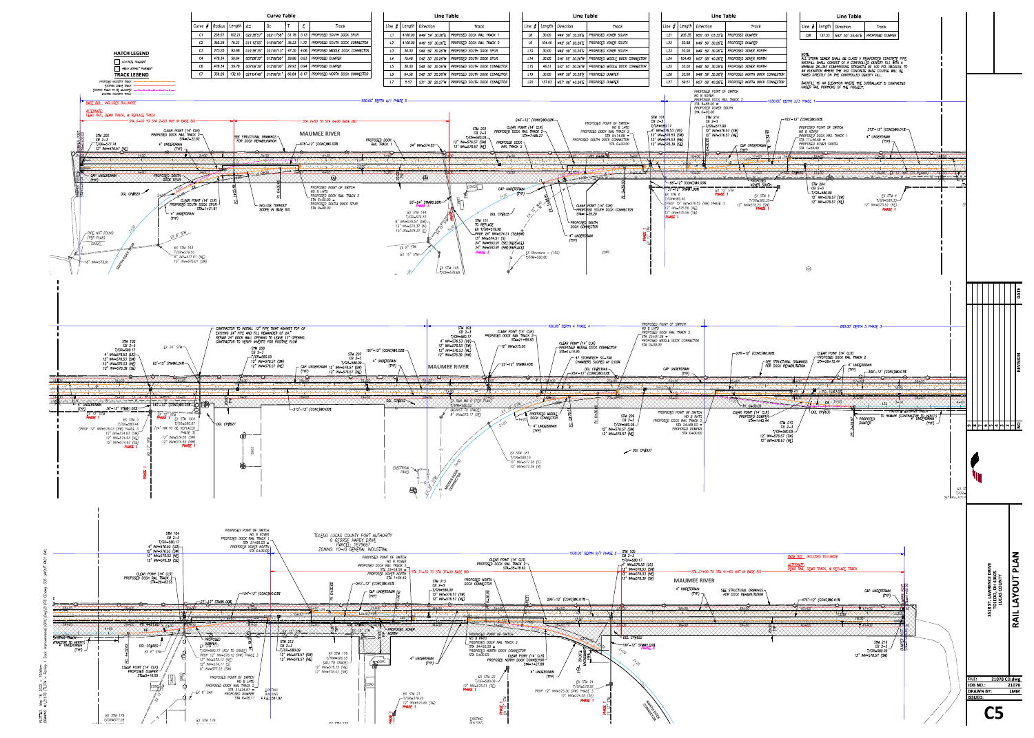## Curve Table

| Curve # | Radius | Length | Δ= | Dc | T | E | Track |
|---|---|---|---|---|---|---|---|
| C1 | 259.57 | 102.21 | 022°33'37" | 022°17'58" | 51.78 | 5.13 | PROPOSED SOUTH DOCK SPUR |
| C2 | 359.26 | 70.23 | 011°12'03" | 016°00'00" | 35.23 | 1.72 | PROPOSED SOUTH DOCK CONNECTOR |
| C3 | 273.25 | 93.66 | 019°38'23" | 021°05'13" | 47.30 | 4.06 | PROPOSED MIDDLE DOCK CONNECTOR |
| C4 | 478.34 | 59.64 | 007°08'37" | 012°00'00" | 29.86 | 0.93 | PROPOSED DUMPER |
| C6 | 478.34 | 59.76 | 007°09'28" | 012°00'00" | 29.93 | 0.94 | PROPOSED DUMPER |
| C7 | 358.26 | 132.16 | 021°04'48" | 016°00'01" | 66.84 | 6.17 | PROPOSED NORTH DOCK CONNECTOR |

## Line Table

| Line # | Length | Direction | Track |
|---|---|---|---|
| L1 | 4160.00 | N49° 59' 30.26"E | PROPOSED DOCK RAIL TRACK 1 |
| L2 | 4160.00 | N49° 59' 30.26"E | PROPOSED DOCK RAIL TRACK 2 |
| L3 | 30.00 | S49° 59' 30.26"W | PROPOSED SOUTH DOCK SPUR |
| L4 | 75.48 | S42° 00' 25.26"W | PROPOSED SOUTH DOCK SPUR |
| L5 | 30.00 | S49° 59' 30.26"W | PROPOSED SOUTH DOCK CONNECTOR |
| L6 | 94.36 | S42° 50' 25.26"W | PROPOSED SOUTH DOCK CONNECTOR |
| L7 | 5.57 | S31° 38' 25.27"W | PROPOSED SOUTH DOCK CONNECTOR |
| L8 | 30.00 | N49° 59' 30.26"E | PROPOSED XOVER SOUTH |
| L9 | 104.40 | N42° 00' 35.26"E | PROPOSED XOVER SOUTH |
| L10 | 30.00 | N49° 59' 30.26"E | PROPOSED XOVER SOUTH |
| L14 | 30.00 | S49° 59' 30.26"W | PROPOSED MIDDLE DOCK CONNECTOR |
| L15 | 46.51 | S42° 50' 30.26"W | PROPOSED MIDDLE DOCK CONNECTOR |
| L19 | 30.00 | N49° 59' 30.26"E | PROPOSED DUMPER |
| L20 | 137.03 | N57° 08' 40.26"E | PROPOSED DUMPER |
| L21 | 205.35 | N65° 00' 03.33"E | PROPOSED DUMPER |
| L22 | 35.88 | N49° 59' 30.26"E | PROPOSED DUMPER |
| L23 | 30.00 | N49° 59' 30.26"E | PROPOSED XOVER NORTH |
| L24 | 104.40 | N57° 08' 40.26"E | PROPOSED XOVER NORTH |
| L25 | 30.00 | N49° 59' 30.26"E | PROPOSED XOVER NORTH |
| L26 | 30.00 | N49° 59' 30.26"E | PROPOSED NORTH DOCK CONNECTOR |
| L27 | 59.51 | N57° 08' 40.26"E | PROPOSED NORTH DOCK CONNECTOR |
| L28 | 137.33 | N42° 50' 24.44"E | PROPOSED DUMPER |

**HATCH LEGEND**
- CONCRETE PAVEMENT
- HEAVY ASPHALT PAVEMENT

**TRACK LEGEND**
- PROPOSED ROADWAY TRACK
- EXISTING CRANE TRACK
- EXISTING TRACK TO BE ADJUSTED
- EXISTING ROADWAY TRACK

NOTE:
ALL STORM SEWER SHALL BE CLASS V REINFORCED CONCRETE PIPE. BACKFILL SHALL CONSIST OF A CONTROLLED DENSITY FILL WITH A MINIMUM 28-DAY COMPRESSIVE STRENGTH OF 100 PSI. BACKFILL TO AN ELEVATION WHERE THE 4SS CONCRETE BASE COURSE WILL BE PAVED DIRECTLY ON THE CONTROLLED DENSITY FILL.

BACKFILL TO AN ELEVATION WHERE THE SUBBALLAST IS COMPACTED UNDER RAIL PORTIONS OF THE PROJECT.

BASE BID: INCLUDES BULLNOSE
ALTERNATE: DEMO RAIL, DEMO TRACK, & REPLACE TRACK
STA 0+00 TO STA 2+50 NOT IN BASE BID
STA 2+50 TO STA 6+00 BASE BID
MAUMEE RIVER
TOLEDO LUCAS COUNTY PORT AUTHORITY
0 GEORGE HARDY DRIVE
PARCEL: 1879681
ZONING: IG-G GENERAL INDUSTRIAL
STA 31+30 TO STA 37+00 BASE BID
STA 37+00 TO STA 41+60 NOT IN BASE BID

3518 ST. LAWRENCE DRIVE
TOLEDO, OHIO
LUCAS COUNTY

# RAIL LAYOUT PLAN

| | |
|---|---|
| FILE: | 21078 CD.dwg |
| JOB NO.: | 21078 |
| DRAWN BY: | LMM |
| ISSUED: | |

C5